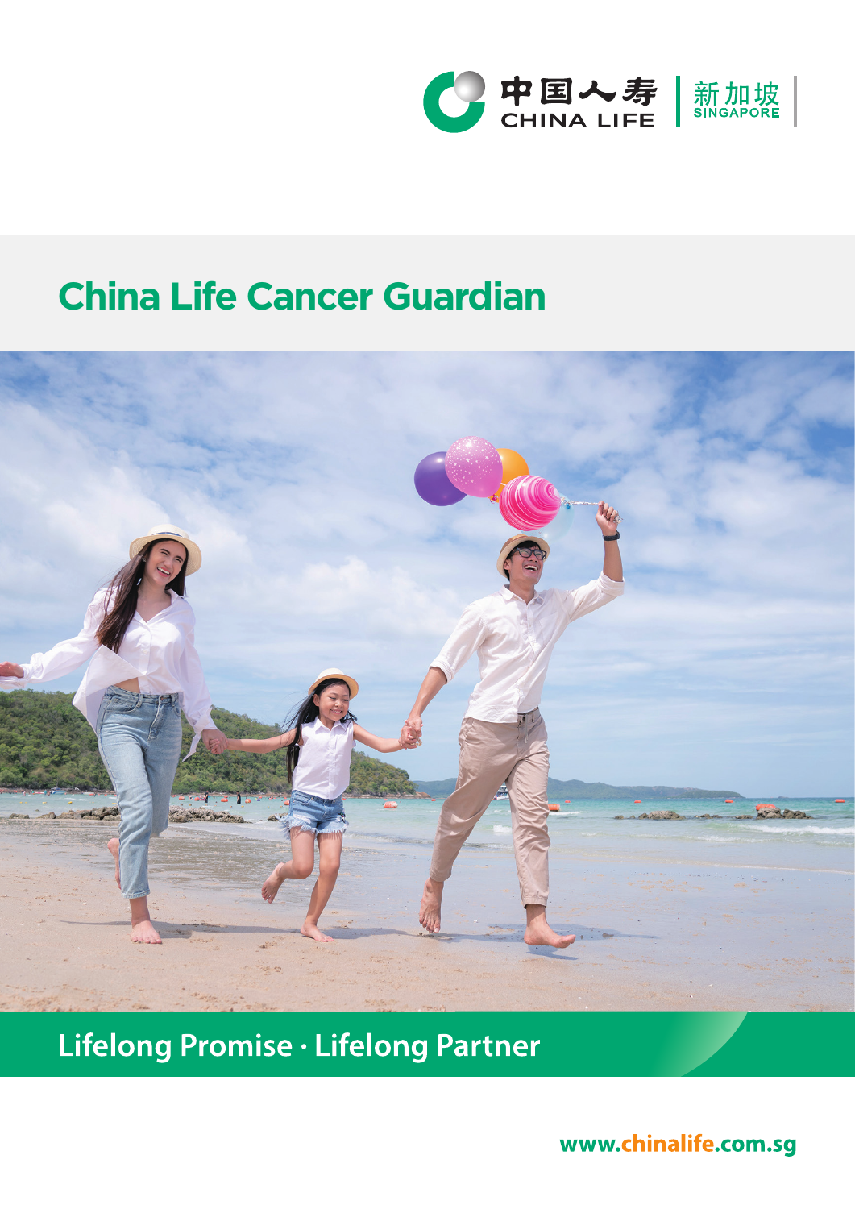中国人寿 CHINA LIFE | 新加坡 SINGAPORE

# China Life Cancer Guardian

Lifelong Promise · Lifelong Partner

www.chinalife.com.sg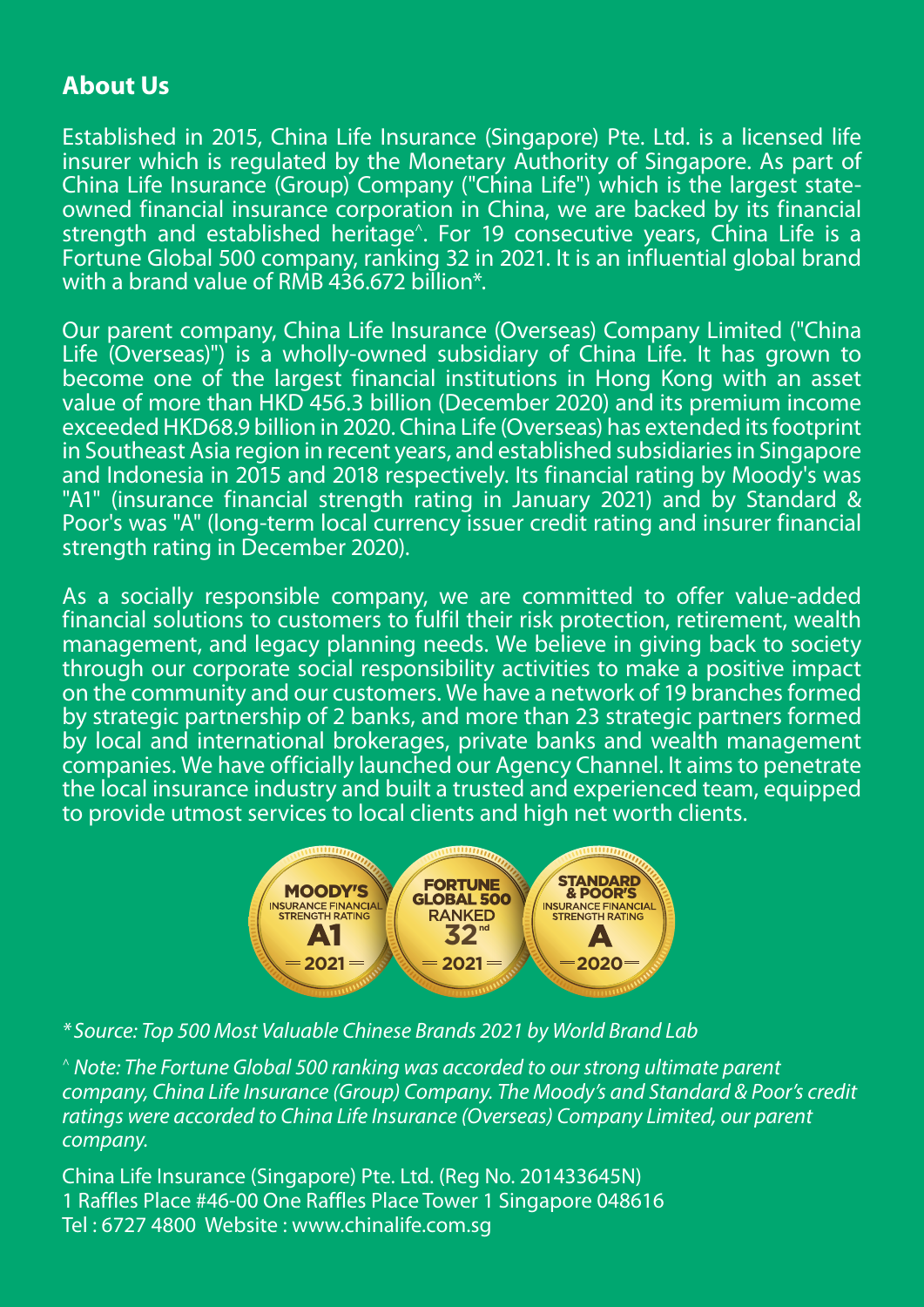## About Us

Established in 2015, China Life Insurance (Singapore) Pte. Ltd. is a licensed life insurer which is regulated by the Monetary Authority of Singapore. As part of China Life Insurance (Group) Company ("China Life") which is the largest state-owned financial insurance corporation in China, we are backed by its financial strength and established heritage^. For 19 consecutive years, China Life is a Fortune Global 500 company, ranking 32 in 2021. It is an influential global brand with a brand value of RMB 436.672 billion*.

Our parent company, China Life Insurance (Overseas) Company Limited ("China Life (Overseas)") is a wholly-owned subsidiary of China Life. It has grown to become one of the largest financial institutions in Hong Kong with an asset value of more than HKD 456.3 billion (December 2020) and its premium income exceeded HKD68.9 billion in 2020. China Life (Overseas) has extended its footprint in Southeast Asia region in recent years, and established subsidiaries in Singapore and Indonesia in 2015 and 2018 respectively. Its financial rating by Moody's was "A1" (insurance financial strength rating in January 2021) and by Standard & Poor's was "A" (long-term local currency issuer credit rating and insurer financial strength rating in December 2020).

As a socially responsible company, we are committed to offer value-added financial solutions to customers to fulfil their risk protection, retirement, wealth management, and legacy planning needs. We believe in giving back to society through our corporate social responsibility activities to make a positive impact on the community and our customers. We have a network of 19 branches formed by strategic partnership of 2 banks, and more than 23 strategic partners formed by local and international brokerages, private banks and wealth management companies. We have officially launched our Agency Channel. It aims to penetrate the local insurance industry and built a trusted and experienced team, equipped to provide utmost services to local clients and high net worth clients.

MOODY'S INSURANCE FINANCIAL STRENGTH RATING A1 2021

FORTUNE GLOBAL 500 RANKED 32nd 2021

STANDARD & POOR'S INSURANCE FINANCIAL STRENGTH RATING A 2020

*\* Source: Top 500 Most Valuable Chinese Brands 2021 by World Brand Lab*

*^ Note: The Fortune Global 500 ranking was accorded to our strong ultimate parent company, China Life Insurance (Group) Company. The Moody's and Standard & Poor's credit ratings were accorded to China Life Insurance (Overseas) Company Limited, our parent company.*

China Life Insurance (Singapore) Pte. Ltd. (Reg No. 201433645N)
1 Raffles Place #46-00 One Raffles Place Tower 1 Singapore 048616
Tel : 6727 4800 Website : www.chinalife.com.sg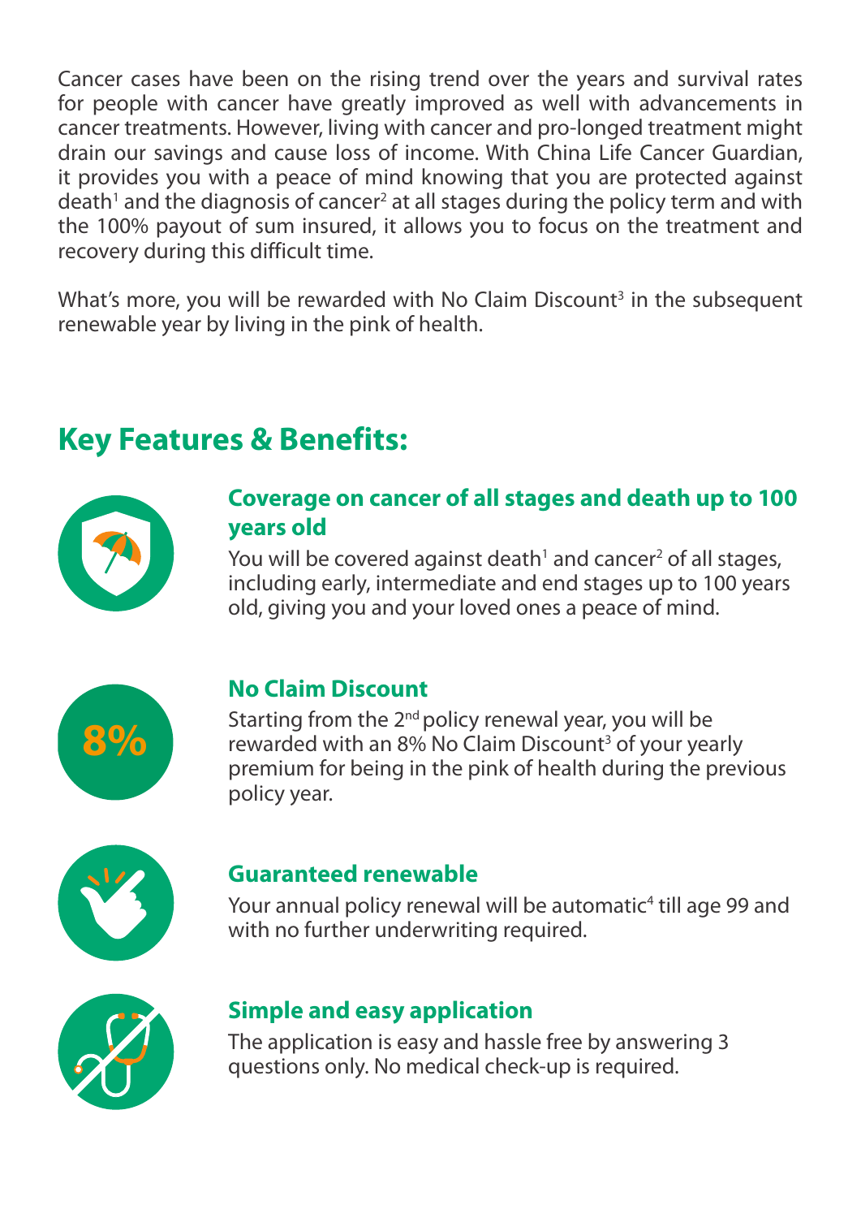Cancer cases have been on the rising trend over the years and survival rates for people with cancer have greatly improved as well with advancements in cancer treatments. However, living with cancer and pro-longed treatment might drain our savings and cause loss of income. With China Life Cancer Guardian, it provides you with a peace of mind knowing that you are protected against death[1] and the diagnosis of cancer[2] at all stages during the policy term and with the 100% payout of sum insured, it allows you to focus on the treatment and recovery during this difficult time.

What's more, you will be rewarded with No Claim Discount[3] in the subsequent renewable year by living in the pink of health.

## Key Features & Benefits:

### Coverage on cancer of all stages and death up to 100 years old

You will be covered against death[1] and cancer[2] of all stages, including early, intermediate and end stages up to 100 years old, giving you and your loved ones a peace of mind.

8%

### No Claim Discount

Starting from the 2nd policy renewal year, you will be rewarded with an 8% No Claim Discount[3] of your yearly premium for being in the pink of health during the previous policy year.

### Guaranteed renewable

Your annual policy renewal will be automatic[4] till age 99 and with no further underwriting required.

### Simple and easy application

The application is easy and hassle free by answering 3 questions only. No medical check-up is required.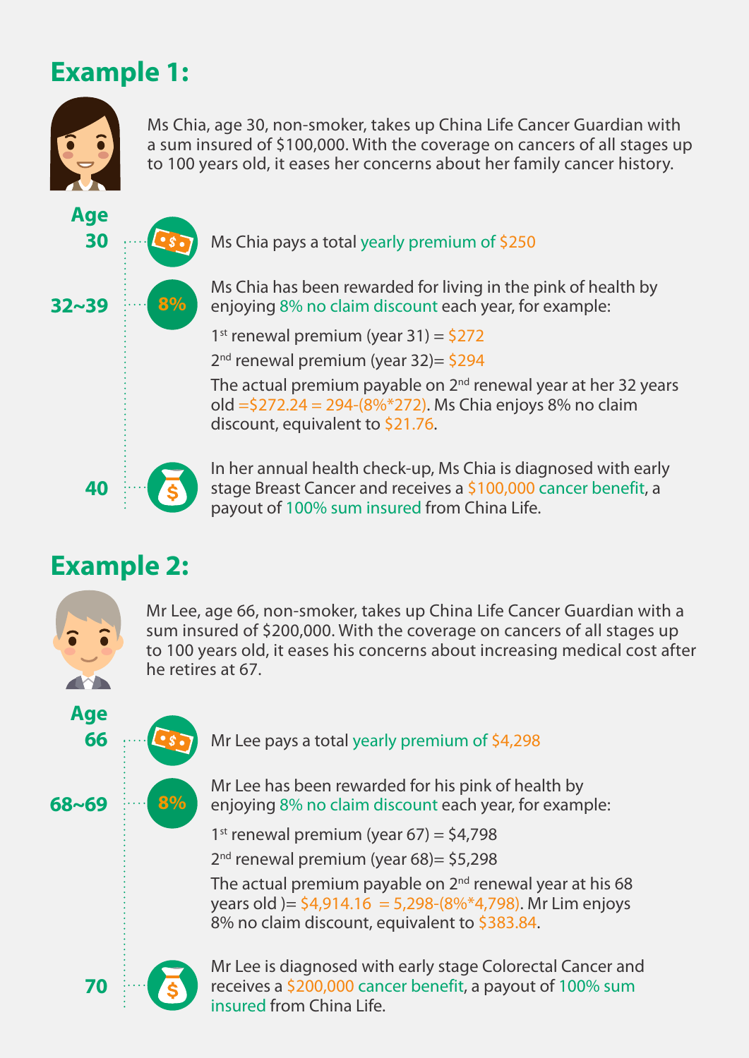## Example 1:

Ms Chia, age 30, non-smoker, takes up China Life Cancer Guardian with a sum insured of $100,000. With the coverage on cancers of all stages up to 100 years old, it eases her concerns about her family cancer history.

**Age**

**30** — Ms Chia pays a total yearly premium of $250

**32~39** — **8%** — Ms Chia has been rewarded for living in the pink of health by enjoying 8% no claim discount each year, for example:

1st renewal premium (year 31) = $272

2nd renewal premium (year 32)= $294

The actual premium payable on 2nd renewal year at her 32 years old =$272.24 = 294-(8%*272). Ms Chia enjoys 8% no claim discount, equivalent to $21.76.

**40** — In her annual health check-up, Ms Chia is diagnosed with early stage Breast Cancer and receives a $100,000 cancer benefit, a payout of 100% sum insured from China Life.

## Example 2:

Mr Lee, age 66, non-smoker, takes up China Life Cancer Guardian with a sum insured of $200,000. With the coverage on cancers of all stages up to 100 years old, it eases his concerns about increasing medical cost after he retires at 67.

**Age**

**66** — Mr Lee pays a total yearly premium of $4,298

**68~69** — **8%** — Mr Lee has been rewarded for his pink of health by enjoying 8% no claim discount each year, for example:

1st renewal premium (year 67) = $4,798

2nd renewal premium (year 68)= $5,298

The actual premium payable on 2nd renewal year at his 68 years old )= $4,914.16 = 5,298-(8%*4,798). Mr Lim enjoys 8% no claim discount, equivalent to $383.84.

**70** — Mr Lee is diagnosed with early stage Colorectal Cancer and receives a $200,000 cancer benefit, a payout of 100% sum insured from China Life.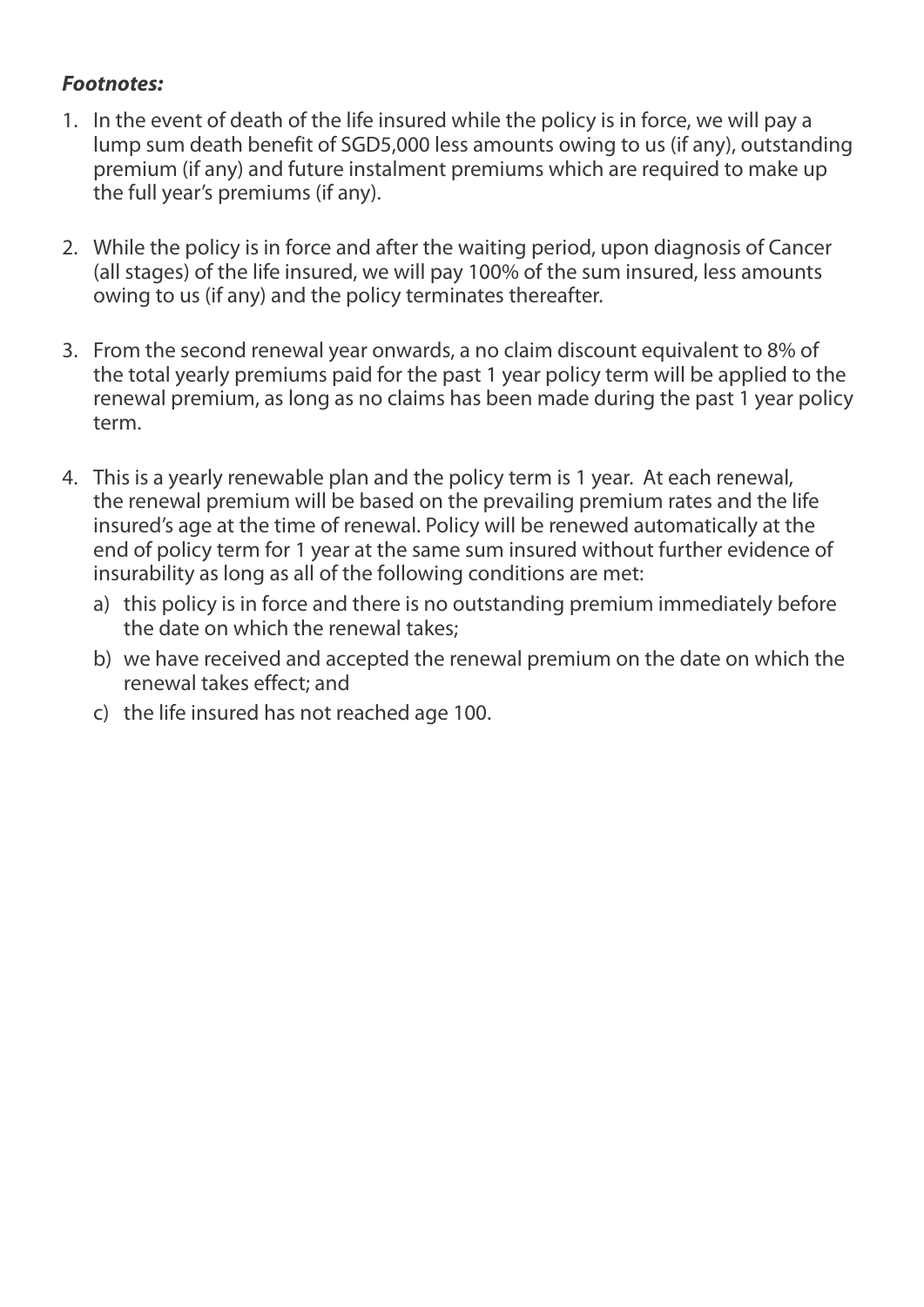***Footnotes:***

1. In the event of death of the life insured while the policy is in force, we will pay a lump sum death benefit of SGD5,000 less amounts owing to us (if any), outstanding premium (if any) and future instalment premiums which are required to make up the full year's premiums (if any).

2. While the policy is in force and after the waiting period, upon diagnosis of Cancer (all stages) of the life insured, we will pay 100% of the sum insured, less amounts owing to us (if any) and the policy terminates thereafter.

3. From the second renewal year onwards, a no claim discount equivalent to 8% of the total yearly premiums paid for the past 1 year policy term will be applied to the renewal premium, as long as no claims has been made during the past 1 year policy term.

4. This is a yearly renewable plan and the policy term is 1 year. At each renewal, the renewal premium will be based on the prevailing premium rates and the life insured's age at the time of renewal. Policy will be renewed automatically at the end of policy term for 1 year at the same sum insured without further evidence of insurability as long as all of the following conditions are met:
   a) this policy is in force and there is no outstanding premium immediately before the date on which the renewal takes;
   b) we have received and accepted the renewal premium on the date on which the renewal takes effect; and
   c) the life insured has not reached age 100.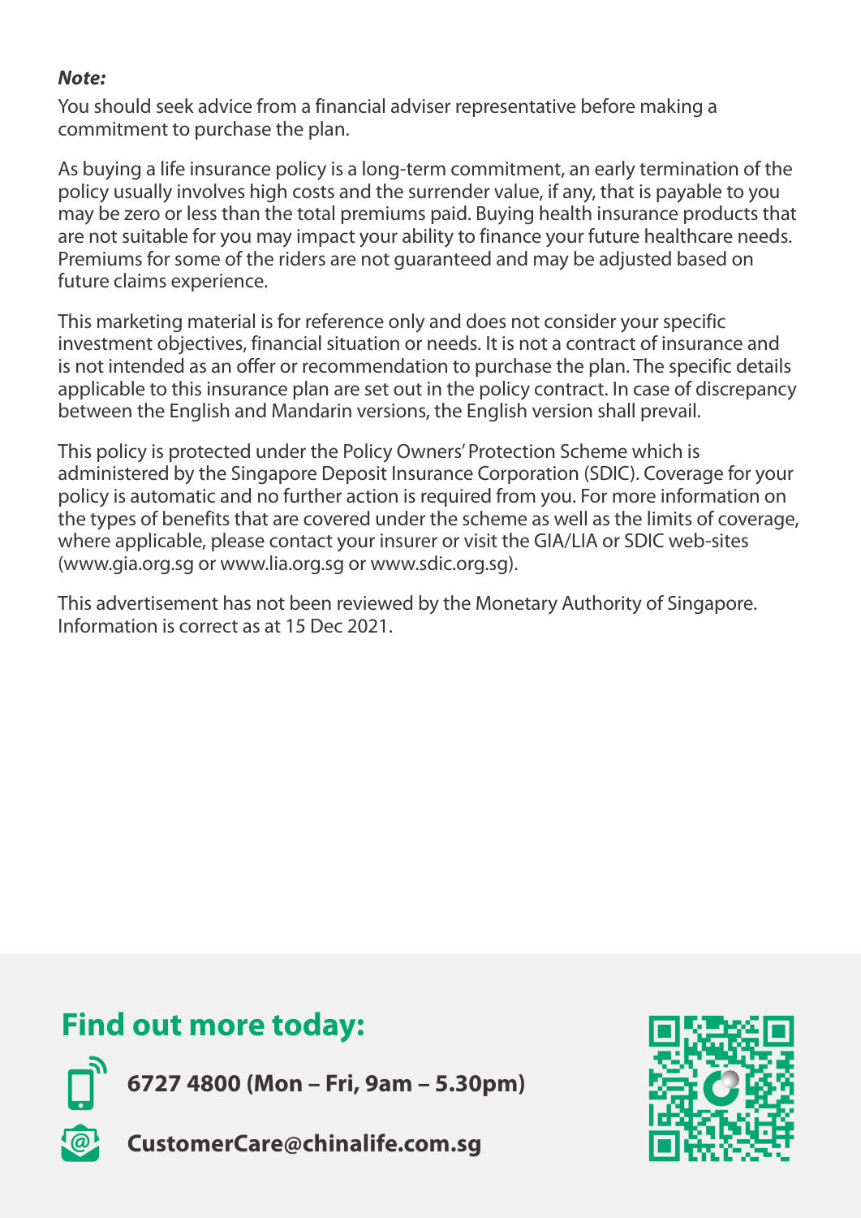***Note:***

You should seek advice from a financial adviser representative before making a commitment to purchase the plan.

As buying a life insurance policy is a long-term commitment, an early termination of the policy usually involves high costs and the surrender value, if any, that is payable to you may be zero or less than the total premiums paid. Buying health insurance products that are not suitable for you may impact your ability to finance your future healthcare needs. Premiums for some of the riders are not guaranteed and may be adjusted based on future claims experience.

This marketing material is for reference only and does not consider your specific investment objectives, financial situation or needs. It is not a contract of insurance and is not intended as an offer or recommendation to purchase the plan. The specific details applicable to this insurance plan are set out in the policy contract. In case of discrepancy between the English and Mandarin versions, the English version shall prevail.

This policy is protected under the Policy Owners' Protection Scheme which is administered by the Singapore Deposit Insurance Corporation (SDIC). Coverage for your policy is automatic and no further action is required from you. For more information on the types of benefits that are covered under the scheme as well as the limits of coverage, where applicable, please contact your insurer or visit the GIA/LIA or SDIC web-sites (www.gia.org.sg or www.lia.org.sg or www.sdic.org.sg).

This advertisement has not been reviewed by the Monetary Authority of Singapore. Information is correct as at 15 Dec 2021.

## Find out more today:

**6727 4800 (Mon – Fri, 9am – 5.30pm)**

**CustomerCare@chinalife.com.sg**